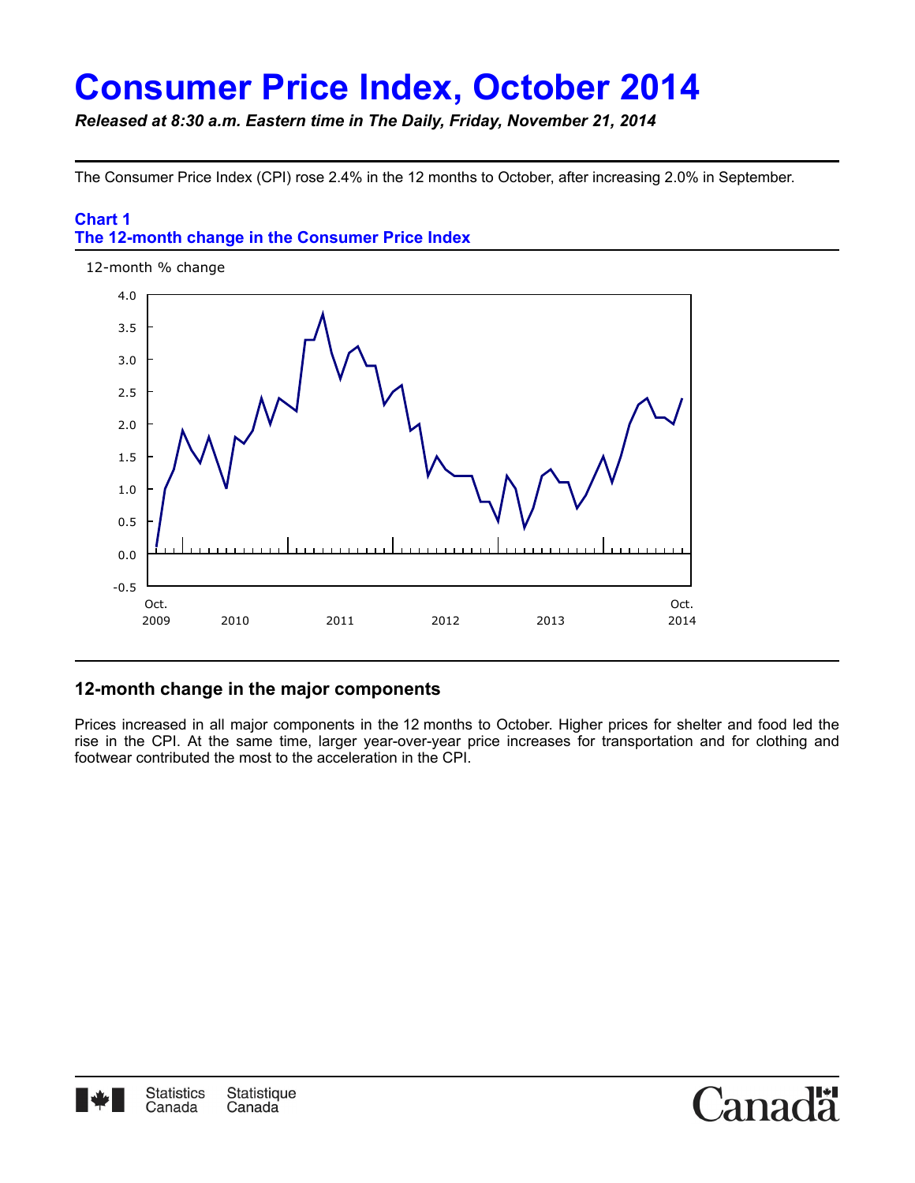# Consumer Price Index, October 2014

***Released at 8:30 a.m. Eastern time in The Daily, Friday, November 21, 2014***

The Consumer Price Index (CPI) rose 2.4% in the 12 months to October, after increasing 2.0% in September.

**Chart 1**
**The 12-month change in the Consumer Price Index**

## 12-month change in the major components

Prices increased in all major components in the 12 months to October. Higher prices for shelter and food led the rise in the CPI. At the same time, larger year-over-year price increases for transportation and for clothing and footwear contributed the most to the acceleration in the CPI.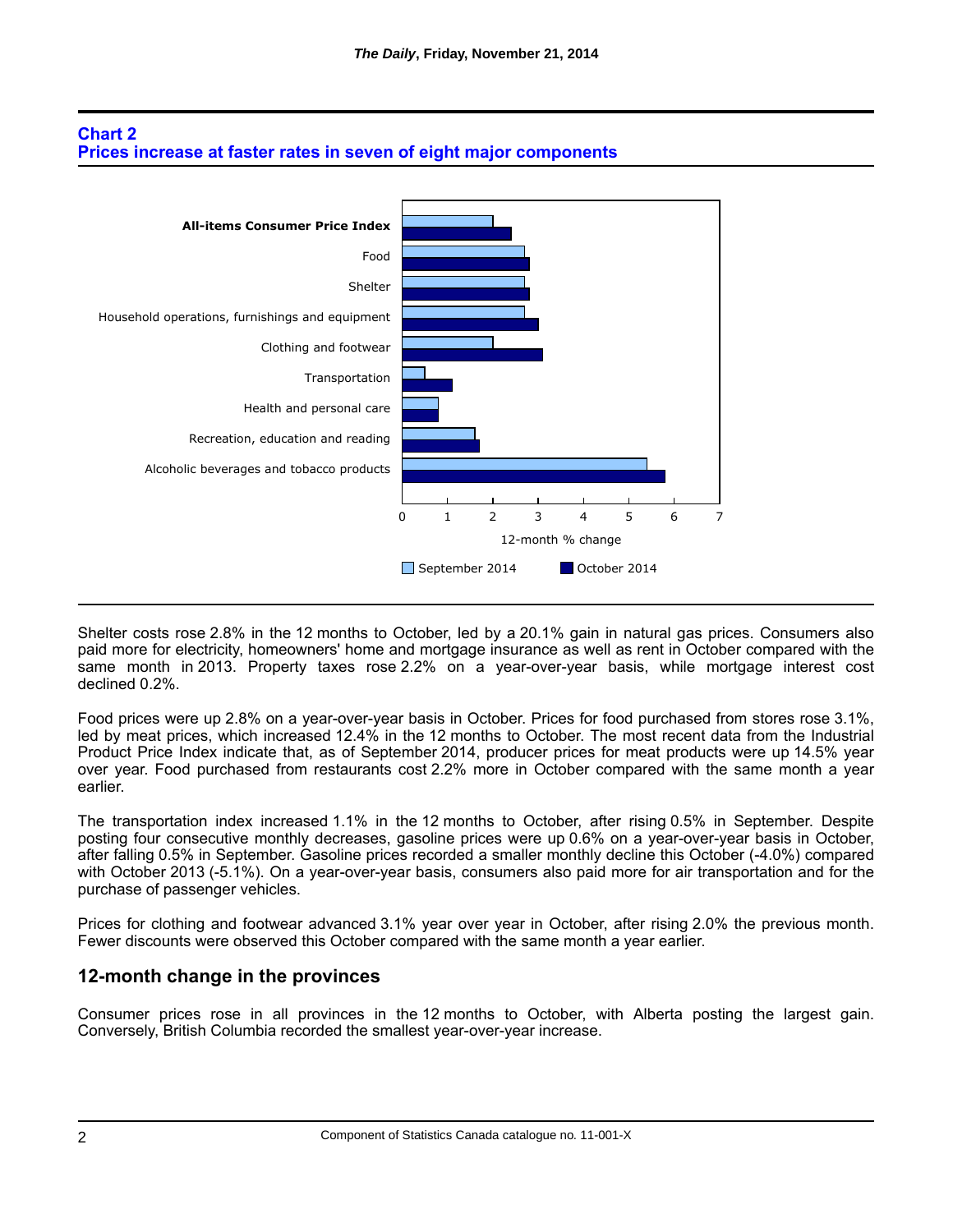**Chart 2**
**Prices increase at faster rates in seven of eight major components**

Shelter costs rose 2.8% in the 12 months to October, led by a 20.1% gain in natural gas prices. Consumers also paid more for electricity, homeowners' home and mortgage insurance as well as rent in October compared with the same month in 2013. Property taxes rose 2.2% on a year-over-year basis, while mortgage interest cost declined 0.2%.

Food prices were up 2.8% on a year-over-year basis in October. Prices for food purchased from stores rose 3.1%, led by meat prices, which increased 12.4% in the 12 months to October. The most recent data from the Industrial Product Price Index indicate that, as of September 2014, producer prices for meat products were up 14.5% year over year. Food purchased from restaurants cost 2.2% more in October compared with the same month a year earlier.

The transportation index increased 1.1% in the 12 months to October, after rising 0.5% in September. Despite posting four consecutive monthly decreases, gasoline prices were up 0.6% on a year-over-year basis in October, after falling 0.5% in September. Gasoline prices recorded a smaller monthly decline this October (-4.0%) compared with October 2013 (-5.1%). On a year-over-year basis, consumers also paid more for air transportation and for the purchase of passenger vehicles.

Prices for clothing and footwear advanced 3.1% year over year in October, after rising 2.0% the previous month. Fewer discounts were observed this October compared with the same month a year earlier.

## 12-month change in the provinces

Consumer prices rose in all provinces in the 12 months to October, with Alberta posting the largest gain. Conversely, British Columbia recorded the smallest year-over-year increase.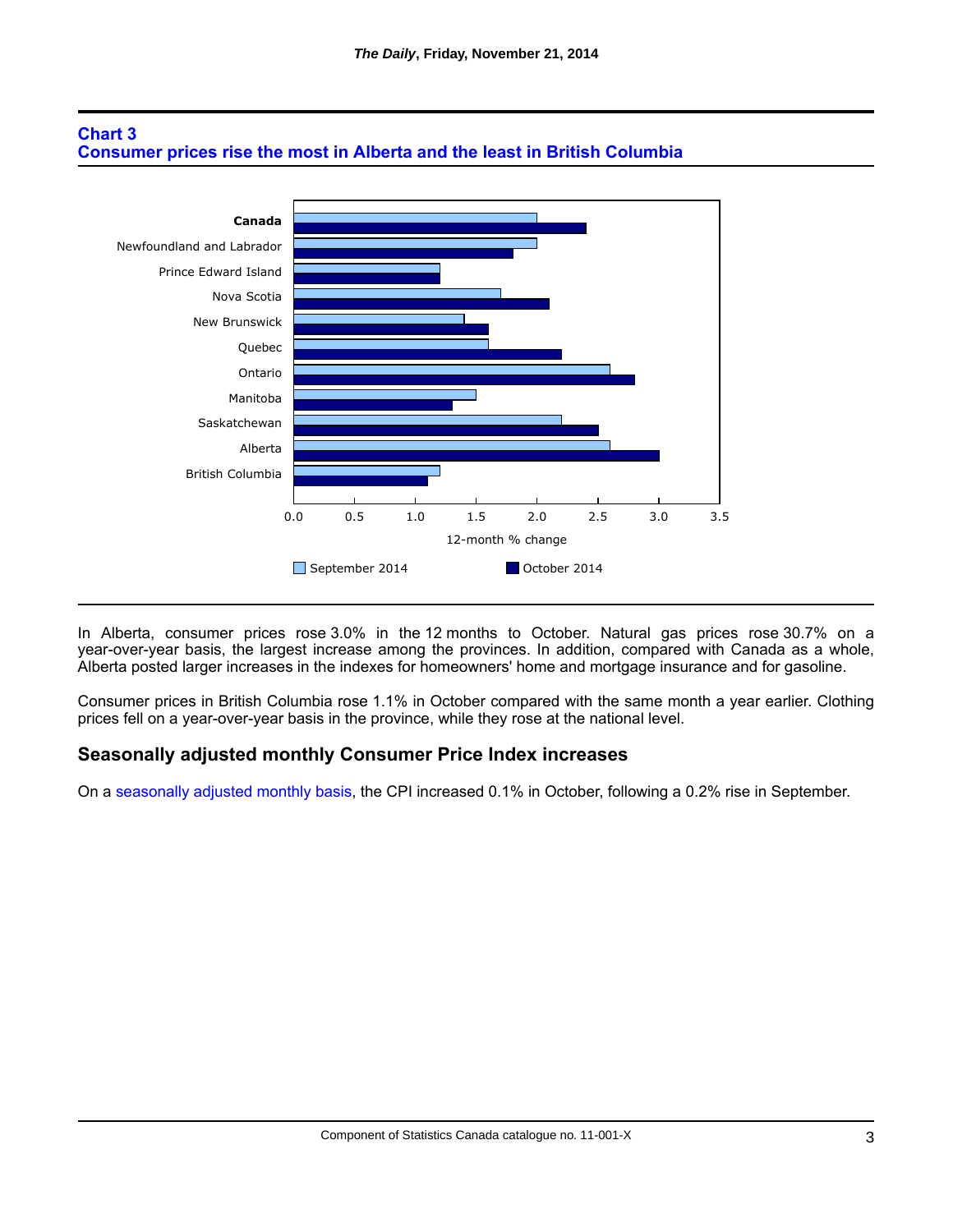**Chart 3**
**Consumer prices rise the most in Alberta and the least in British Columbia**

| | September 2014 | October 2014 |
|---|---|---|
| **Canada** | 2.0 | 2.4 |
| Newfoundland and Labrador | 2.0 | 1.8 |
| Prince Edward Island | 1.2 | 1.2 |
| Nova Scotia | 1.7 | 2.1 |
| New Brunswick | 1.4 | 1.6 |
| Quebec | 1.6 | 2.2 |
| Ontario | 2.6 | 2.8 |
| Manitoba | 1.5 | 1.3 |
| Saskatchewan | 2.2 | 2.5 |
| Alberta | 2.6 | 3.0 |
| British Columbia | 1.2 | 1.1 |

12-month % change

In Alberta, consumer prices rose 3.0% in the 12 months to October. Natural gas prices rose 30.7% on a year-over-year basis, the largest increase among the provinces. In addition, compared with Canada as a whole, Alberta posted larger increases in the indexes for homeowners' home and mortgage insurance and for gasoline.

Consumer prices in British Columbia rose 1.1% in October compared with the same month a year earlier. Clothing prices fell on a year-over-year basis in the province, while they rose at the national level.

## Seasonally adjusted monthly Consumer Price Index increases

On a seasonally adjusted monthly basis, the CPI increased 0.1% in October, following a 0.2% rise in September.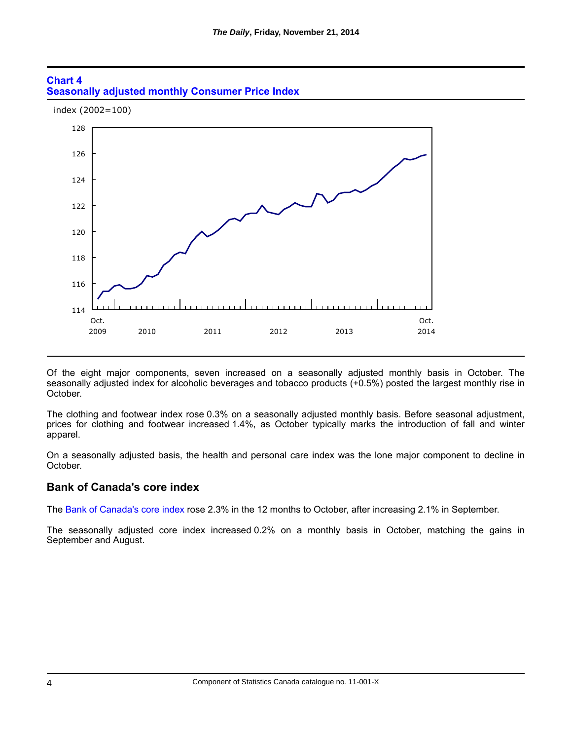**Chart 4**
**Seasonally adjusted monthly Consumer Price Index**

Of the eight major components, seven increased on a seasonally adjusted monthly basis in October. The seasonally adjusted index for alcoholic beverages and tobacco products (+0.5%) posted the largest monthly rise in October.

The clothing and footwear index rose 0.3% on a seasonally adjusted monthly basis. Before seasonal adjustment, prices for clothing and footwear increased 1.4%, as October typically marks the introduction of fall and winter apparel.

On a seasonally adjusted basis, the health and personal care index was the lone major component to decline in October.

## Bank of Canada's core index

The Bank of Canada's core index rose 2.3% in the 12 months to October, after increasing 2.1% in September.

The seasonally adjusted core index increased 0.2% on a monthly basis in October, matching the gains in September and August.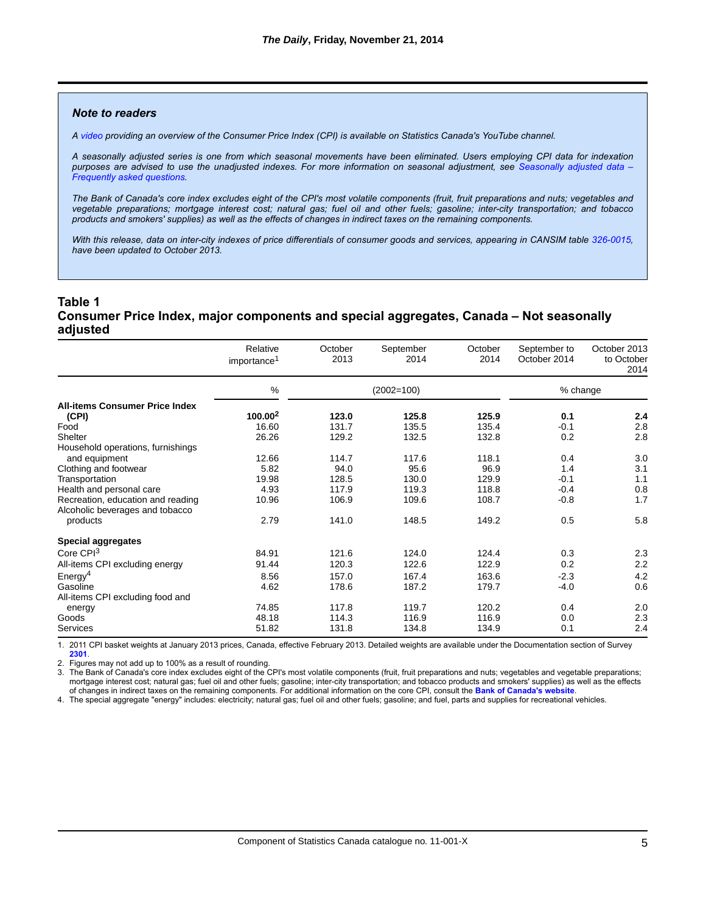### Note to readers

*A video providing an overview of the Consumer Price Index (CPI) is available on Statistics Canada's YouTube channel.*

*A seasonally adjusted series is one from which seasonal movements have been eliminated. Users employing CPI data for indexation purposes are advised to use the unadjusted indexes. For more information on seasonal adjustment, see Seasonally adjusted data – Frequently asked questions.*

*The Bank of Canada's core index excludes eight of the CPI's most volatile components (fruit, fruit preparations and nuts; vegetables and vegetable preparations; mortgage interest cost; natural gas; fuel oil and other fuels; gasoline; inter-city transportation; and tobacco products and smokers' supplies) as well as the effects of changes in indirect taxes on the remaining components.*

*With this release, data on inter-city indexes of price differentials of consumer goods and services, appearing in CANSIM table 326-0015, have been updated to October 2013.*

## Table 1
## Consumer Price Index, major components and special aggregates, Canada – Not seasonally adjusted

| | Relative importance[1] | October 2013 | September 2014 | October 2014 | September to October 2014 | October 2013 to October 2014 |
|---|---|---|---|---|---|---|
| | % | (2002=100) | | | % change | |
| **All-items Consumer Price Index (CPI)** | **100.00[2]** | **123.0** | **125.8** | **125.9** | **0.1** | **2.4** |
| Food | 16.60 | 131.7 | 135.5 | 135.4 | -0.1 | 2.8 |
| Shelter | 26.26 | 129.2 | 132.5 | 132.8 | 0.2 | 2.8 |
| Household operations, furnishings and equipment | 12.66 | 114.7 | 117.6 | 118.1 | 0.4 | 3.0 |
| Clothing and footwear | 5.82 | 94.0 | 95.6 | 96.9 | 1.4 | 3.1 |
| Transportation | 19.98 | 128.5 | 130.0 | 129.9 | -0.1 | 1.1 |
| Health and personal care | 4.93 | 117.9 | 119.3 | 118.8 | -0.4 | 0.8 |
| Recreation, education and reading | 10.96 | 106.9 | 109.6 | 108.7 | -0.8 | 1.7 |
| Alcoholic beverages and tobacco products | 2.79 | 141.0 | 148.5 | 149.2 | 0.5 | 5.8 |
| **Special aggregates** | | | | | | |
| Core CPI[3] | 84.91 | 121.6 | 124.0 | 124.4 | 0.3 | 2.3 |
| All-items CPI excluding energy | 91.44 | 120.3 | 122.6 | 122.9 | 0.2 | 2.2 |
| Energy[4] | 8.56 | 157.0 | 167.4 | 163.6 | -2.3 | 4.2 |
| Gasoline | 4.62 | 178.6 | 187.2 | 179.7 | -4.0 | 0.6 |
| All-items CPI excluding food and energy | 74.85 | 117.8 | 119.7 | 120.2 | 0.4 | 2.0 |
| Goods | 48.18 | 114.3 | 116.9 | 116.9 | 0.0 | 2.3 |
| Services | 51.82 | 131.8 | 134.8 | 134.9 | 0.1 | 2.4 |

1. 2011 CPI basket weights at January 2013 prices, Canada, effective February 2013. Detailed weights are available under the Documentation section of Survey **2301**.
2. Figures may not add up to 100% as a result of rounding.
3. The Bank of Canada's core index excludes eight of the CPI's most volatile components (fruit, fruit preparations and nuts; vegetables and vegetable preparations; mortgage interest cost; natural gas; fuel oil and other fuels; gasoline; inter-city transportation; and tobacco products and smokers' supplies) as well as the effects of changes in indirect taxes on the remaining components. For additional information on the core CPI, consult the **Bank of Canada's website**.
4. The special aggregate "energy" includes: electricity; natural gas; fuel oil and other fuels; gasoline; and fuel, parts and supplies for recreational vehicles.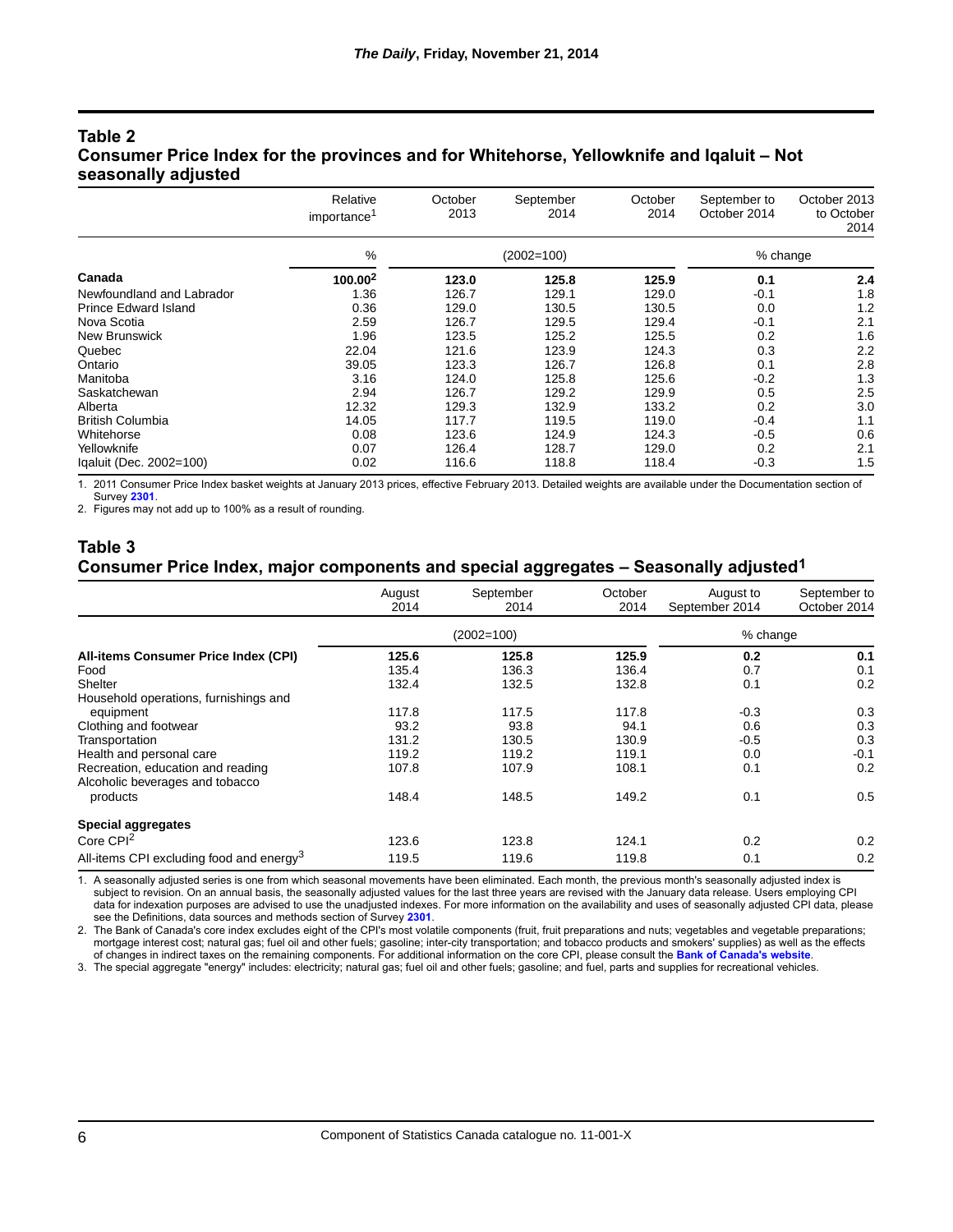## Table 2

## Consumer Price Index for the provinces and for Whitehorse, Yellowknife and Iqaluit – Not seasonally adjusted

| | Relative importance[1] | October 2013 | September 2014 | October 2014 | September to October 2014 | October 2013 to October 2014 |
|---|---|---|---|---|---|---|
| | % | (2002=100) | | | % change | |
| **Canada** | **100.00[2]** | **123.0** | **125.8** | **125.9** | **0.1** | **2.4** |
| Newfoundland and Labrador | 1.36 | 126.7 | 129.1 | 129.0 | -0.1 | 1.8 |
| Prince Edward Island | 0.36 | 129.0 | 130.5 | 130.5 | 0.0 | 1.2 |
| Nova Scotia | 2.59 | 126.7 | 129.5 | 129.4 | -0.1 | 2.1 |
| New Brunswick | 1.96 | 123.5 | 125.2 | 125.5 | 0.2 | 1.6 |
| Quebec | 22.04 | 121.6 | 123.9 | 124.3 | 0.3 | 2.2 |
| Ontario | 39.05 | 123.3 | 126.7 | 126.8 | 0.1 | 2.8 |
| Manitoba | 3.16 | 124.0 | 125.8 | 125.6 | -0.2 | 1.3 |
| Saskatchewan | 2.94 | 126.7 | 129.2 | 129.9 | 0.5 | 2.5 |
| Alberta | 12.32 | 129.3 | 132.9 | 133.2 | 0.2 | 3.0 |
| British Columbia | 14.05 | 117.7 | 119.5 | 119.0 | -0.4 | 1.1 |
| Whitehorse | 0.08 | 123.6 | 124.9 | 124.3 | -0.5 | 0.6 |
| Yellowknife | 0.07 | 126.4 | 128.7 | 129.0 | 0.2 | 2.1 |
| Iqaluit (Dec. 2002=100) | 0.02 | 116.6 | 118.8 | 118.4 | -0.3 | 1.5 |

1. 2011 Consumer Price Index basket weights at January 2013 prices, effective February 2013. Detailed weights are available under the Documentation section of Survey 2301.
2. Figures may not add up to 100% as a result of rounding.

## Table 3

## Consumer Price Index, major components and special aggregates – Seasonally adjusted[1]

| | August 2014 | September 2014 | October 2014 | August to September 2014 | September to October 2014 |
|---|---|---|---|---|---|
| | (2002=100) | | | % change | |
| **All-items Consumer Price Index (CPI)** | **125.6** | **125.8** | **125.9** | **0.2** | **0.1** |
| Food | 135.4 | 136.3 | 136.4 | 0.7 | 0.1 |
| Shelter | 132.4 | 132.5 | 132.8 | 0.1 | 0.2 |
| Household operations, furnishings and equipment | 117.8 | 117.5 | 117.8 | -0.3 | 0.3 |
| Clothing and footwear | 93.2 | 93.8 | 94.1 | 0.6 | 0.3 |
| Transportation | 131.2 | 130.5 | 130.9 | -0.5 | 0.3 |
| Health and personal care | 119.2 | 119.2 | 119.1 | 0.0 | -0.1 |
| Recreation, education and reading | 107.8 | 107.9 | 108.1 | 0.1 | 0.2 |
| Alcoholic beverages and tobacco products | 148.4 | 148.5 | 149.2 | 0.1 | 0.5 |
| **Special aggregates** | | | | | |
| Core CPI[2] | 123.6 | 123.8 | 124.1 | 0.2 | 0.2 |
| All-items CPI excluding food and energy[3] | 119.5 | 119.6 | 119.8 | 0.1 | 0.2 |

1. A seasonally adjusted series is one from which seasonal movements have been eliminated. Each month, the previous month's seasonally adjusted index is subject to revision. On an annual basis, the seasonally adjusted values for the last three years are revised with the January data release. Users employing CPI data for indexation purposes are advised to use the unadjusted indexes. For more information on the availability and uses of seasonally adjusted CPI data, please see the Definitions, data sources and methods section of Survey 2301.
2. The Bank of Canada's core index excludes eight of the CPI's most volatile components (fruit, fruit preparations and nuts; vegetables and vegetable preparations; mortgage interest cost; natural gas; fuel oil and other fuels; gasoline; inter-city transportation; and tobacco products and smokers' supplies) as well as the effects of changes in indirect taxes on the remaining components. For additional information on the core CPI, please consult the Bank of Canada's website.
3. The special aggregate "energy" includes: electricity; natural gas; fuel oil and other fuels; gasoline; and fuel, parts and supplies for recreational vehicles.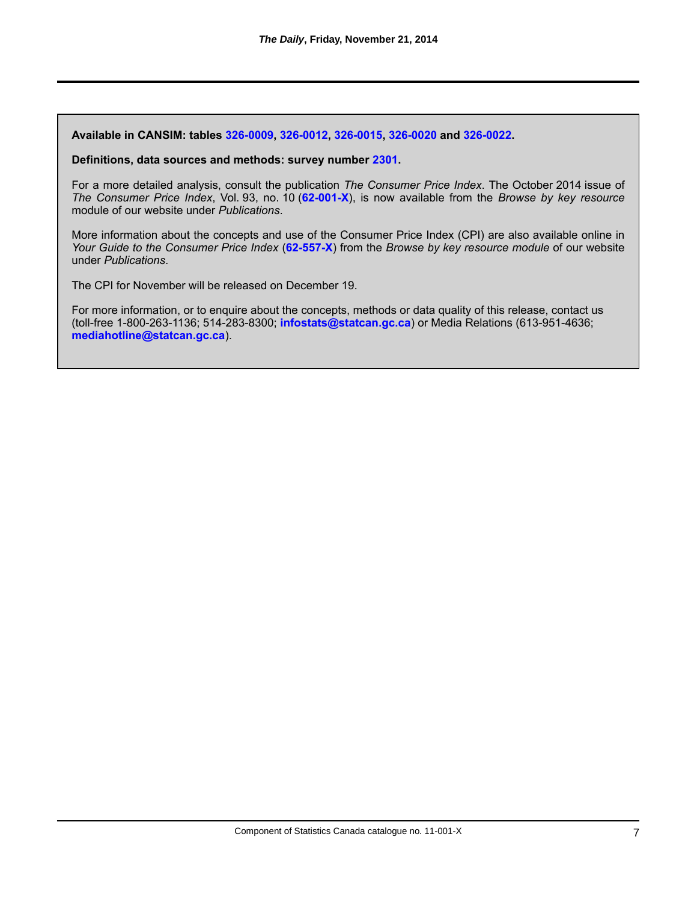**Available in CANSIM: tables 326-0009, 326-0012, 326-0015, 326-0020 and 326-0022.**

**Definitions, data sources and methods: survey number 2301.**

For a more detailed analysis, consult the publication *The Consumer Price Index*. The October 2014 issue of *The Consumer Price Index*, Vol. 93, no. 10 (**62-001-X**), is now available from the *Browse by key resource* module of our website under *Publications*.

More information about the concepts and use of the Consumer Price Index (CPI) are also available online in *Your Guide to the Consumer Price Index* (**62-557-X**) from the *Browse by key resource module* of our website under *Publications*.

The CPI for November will be released on December 19.

For more information, or to enquire about the concepts, methods or data quality of this release, contact us (toll-free 1-800-263-1136; 514-283-8300; **infostats@statcan.gc.ca**) or Media Relations (613-951-4636; **mediahotline@statcan.gc.ca**).